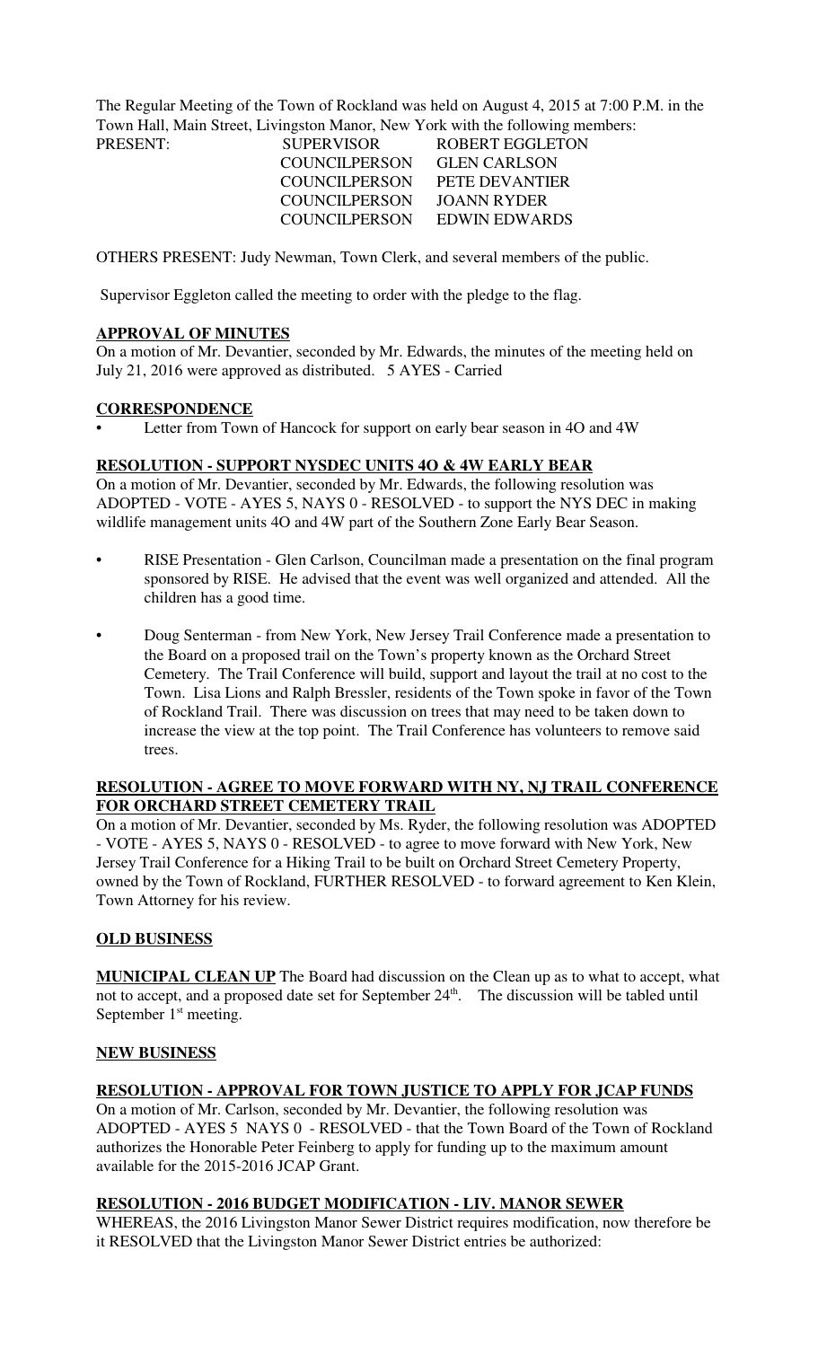The Regular Meeting of the Town of Rockland was held on August 4, 2015 at 7:00 P.M. in the Town Hall, Main Street, Livingston Manor, New York with the following members:

| PRESENT: | SUPERVISOR | ROBERT EGGLETON |
|---|---|---|
| | COUNCILPERSON | GLEN CARLSON |
| | COUNCILPERSON | PETE DEVANTIER |
| | COUNCILPERSON | JOANN RYDER |
| | COUNCILPERSON | EDWIN EDWARDS |

OTHERS PRESENT: Judy Newman, Town Clerk, and several members of the public.

Supervisor Eggleton called the meeting to order with the pledge to the flag.

**APPROVAL OF MINUTES**

On a motion of Mr. Devantier, seconded by Mr. Edwards, the minutes of the meeting held on July 21, 2016 were approved as distributed. 5 AYES - Carried

**CORRESPONDENCE**

- Letter from Town of Hancock for support on early bear season in 4O and 4W

**RESOLUTION - SUPPORT NYSDEC UNITS 4O & 4W EARLY BEAR**

On a motion of Mr. Devantier, seconded by Mr. Edwards, the following resolution was ADOPTED - VOTE - AYES 5, NAYS 0 - RESOLVED - to support the NYS DEC in making wildlife management units 4O and 4W part of the Southern Zone Early Bear Season.

- RISE Presentation - Glen Carlson, Councilman made a presentation on the final program sponsored by RISE. He advised that the event was well organized and attended. All the children has a good time.
- Doug Senterman - from New York, New Jersey Trail Conference made a presentation to the Board on a proposed trail on the Town's property known as the Orchard Street Cemetery. The Trail Conference will build, support and layout the trail at no cost to the Town. Lisa Lions and Ralph Bressler, residents of the Town spoke in favor of the Town of Rockland Trail. There was discussion on trees that may need to be taken down to increase the view at the top point. The Trail Conference has volunteers to remove said trees.

**RESOLUTION - AGREE TO MOVE FORWARD WITH NY, NJ TRAIL CONFERENCE FOR ORCHARD STREET CEMETERY TRAIL**

On a motion of Mr. Devantier, seconded by Ms. Ryder, the following resolution was ADOPTED - VOTE - AYES 5, NAYS 0 - RESOLVED - to agree to move forward with New York, New Jersey Trail Conference for a Hiking Trail to be built on Orchard Street Cemetery Property, owned by the Town of Rockland, FURTHER RESOLVED - to forward agreement to Ken Klein, Town Attorney for his review.

**OLD BUSINESS**

**MUNICIPAL CLEAN UP** The Board had discussion on the Clean up as to what to accept, what not to accept, and a proposed date set for September 24th. The discussion will be tabled until September 1st meeting.

**NEW BUSINESS**

**RESOLUTION - APPROVAL FOR TOWN JUSTICE TO APPLY FOR JCAP FUNDS**

On a motion of Mr. Carlson, seconded by Mr. Devantier, the following resolution was ADOPTED - AYES 5 NAYS 0 - RESOLVED - that the Town Board of the Town of Rockland authorizes the Honorable Peter Feinberg to apply for funding up to the maximum amount available for the 2015-2016 JCAP Grant.

**RESOLUTION - 2016 BUDGET MODIFICATION - LIV. MANOR SEWER**

WHEREAS, the 2016 Livingston Manor Sewer District requires modification, now therefore be it RESOLVED that the Livingston Manor Sewer District entries be authorized: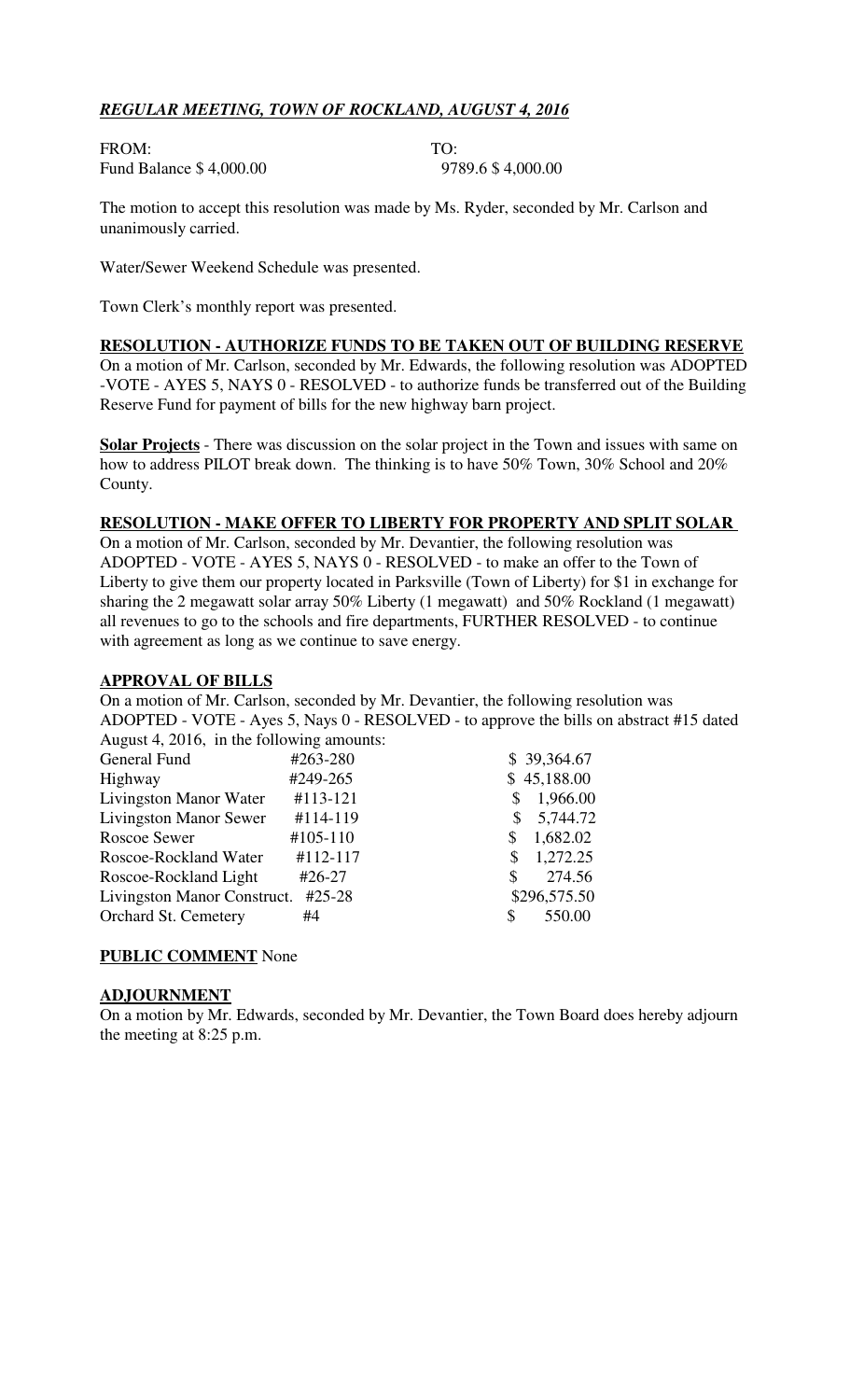***REGULAR MEETING, TOWN OF ROCKLAND, AUGUST 4, 2016***

| | |
|---|---|
| FROM: | TO: |
| Fund Balance $ 4,000.00 | 9789.6 $ 4,000.00 |

The motion to accept this resolution was made by Ms. Ryder, seconded by Mr. Carlson and unanimously carried.

Water/Sewer Weekend Schedule was presented.

Town Clerk's monthly report was presented.

**RESOLUTION - AUTHORIZE FUNDS TO BE TAKEN OUT OF BUILDING RESERVE**

On a motion of Mr. Carlson, seconded by Mr. Edwards, the following resolution was ADOPTED -VOTE - AYES 5, NAYS 0 - RESOLVED - to authorize funds be transferred out of the Building Reserve Fund for payment of bills for the new highway barn project.

**Solar Projects** - There was discussion on the solar project in the Town and issues with same on how to address PILOT break down. The thinking is to have 50% Town, 30% School and 20% County.

**RESOLUTION - MAKE OFFER TO LIBERTY FOR PROPERTY AND SPLIT SOLAR**

On a motion of Mr. Carlson, seconded by Mr. Devantier, the following resolution was ADOPTED - VOTE - AYES 5, NAYS 0 - RESOLVED - to make an offer to the Town of Liberty to give them our property located in Parksville (Town of Liberty) for $1 in exchange for sharing the 2 megawatt solar array 50% Liberty (1 megawatt) and 50% Rockland (1 megawatt) all revenues to go to the schools and fire departments, FURTHER RESOLVED - to continue with agreement as long as we continue to save energy.

**APPROVAL OF BILLS**

On a motion of Mr. Carlson, seconded by Mr. Devantier, the following resolution was ADOPTED - VOTE - Ayes 5, Nays 0 - RESOLVED - to approve the bills on abstract #15 dated August 4, 2016, in the following amounts:

| | | |
|---|---|---|
| General Fund | #263-280 | $ 39,364.67 |
| Highway | #249-265 | $ 45,188.00 |
| Livingston Manor Water | #113-121 | $ 1,966.00 |
| Livingston Manor Sewer | #114-119 | $ 5,744.72 |
| Roscoe Sewer | #105-110 | $ 1,682.02 |
| Roscoe-Rockland Water | #112-117 | $ 1,272.25 |
| Roscoe-Rockland Light | #26-27 | $ 274.56 |
| Livingston Manor Construct. | #25-28 | $296,575.50 |
| Orchard St. Cemetery | #4 | $ 550.00 |

**PUBLIC COMMENT** None

**ADJOURNMENT**

On a motion by Mr. Edwards, seconded by Mr. Devantier, the Town Board does hereby adjourn the meeting at 8:25 p.m.